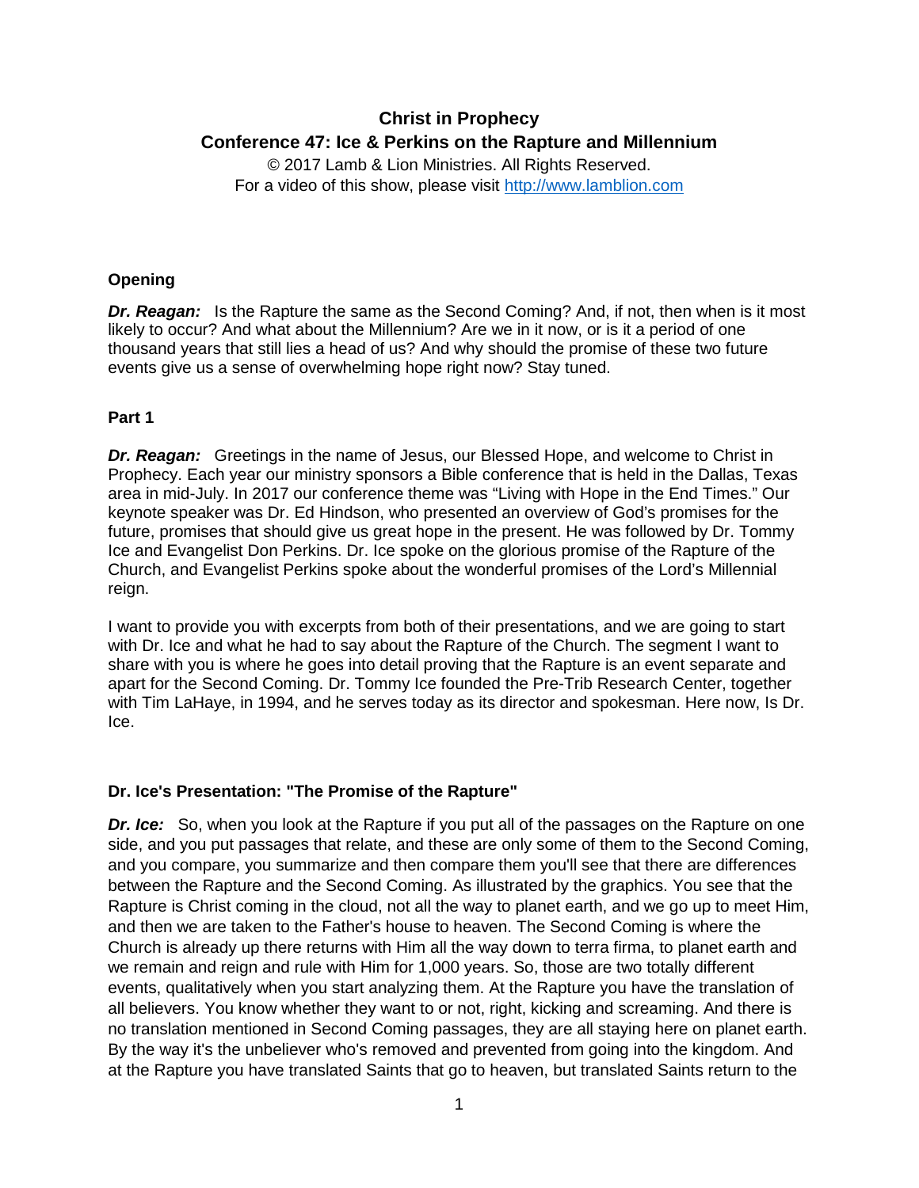# Christ in Prophecy
## Conference 47: Ice & Perkins on the Rapture and Millennium

© 2017 Lamb & Lion Ministries. All Rights Reserved.
For a video of this show, please visit http://www.lamblion.com

### Opening

***Dr. Reagan:*** Is the Rapture the same as the Second Coming? And, if not, then when is it most likely to occur? And what about the Millennium? Are we in it now, or is it a period of one thousand years that still lies a head of us? And why should the promise of these two future events give us a sense of overwhelming hope right now? Stay tuned.

### Part 1

***Dr. Reagan:*** Greetings in the name of Jesus, our Blessed Hope, and welcome to Christ in Prophecy. Each year our ministry sponsors a Bible conference that is held in the Dallas, Texas area in mid-July. In 2017 our conference theme was "Living with Hope in the End Times." Our keynote speaker was Dr. Ed Hindson, who presented an overview of God's promises for the future, promises that should give us great hope in the present. He was followed by Dr. Tommy Ice and Evangelist Don Perkins. Dr. Ice spoke on the glorious promise of the Rapture of the Church, and Evangelist Perkins spoke about the wonderful promises of the Lord's Millennial reign.

I want to provide you with excerpts from both of their presentations, and we are going to start with Dr. Ice and what he had to say about the Rapture of the Church. The segment I want to share with you is where he goes into detail proving that the Rapture is an event separate and apart for the Second Coming. Dr. Tommy Ice founded the Pre-Trib Research Center, together with Tim LaHaye, in 1994, and he serves today as its director and spokesman. Here now, Is Dr. Ice.

### Dr. Ice's Presentation: "The Promise of the Rapture"

***Dr. Ice:*** So, when you look at the Rapture if you put all of the passages on the Rapture on one side, and you put passages that relate, and these are only some of them to the Second Coming, and you compare, you summarize and then compare them you'll see that there are differences between the Rapture and the Second Coming. As illustrated by the graphics. You see that the Rapture is Christ coming in the cloud, not all the way to planet earth, and we go up to meet Him, and then we are taken to the Father's house to heaven. The Second Coming is where the Church is already up there returns with Him all the way down to terra firma, to planet earth and we remain and reign and rule with Him for 1,000 years. So, those are two totally different events, qualitatively when you start analyzing them. At the Rapture you have the translation of all believers. You know whether they want to or not, right, kicking and screaming. And there is no translation mentioned in Second Coming passages, they are all staying here on planet earth. By the way it's the unbeliever who's removed and prevented from going into the kingdom. And at the Rapture you have translated Saints that go to heaven, but translated Saints return to the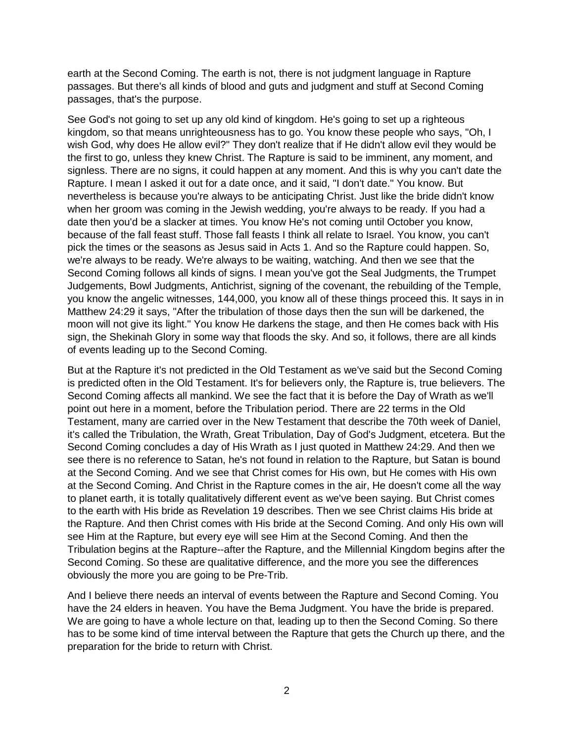earth at the Second Coming. The earth is not, there is not judgment language in Rapture passages. But there's all kinds of blood and guts and judgment and stuff at Second Coming passages, that's the purpose.

See God's not going to set up any old kind of kingdom. He's going to set up a righteous kingdom, so that means unrighteousness has to go. You know these people who says, "Oh, I wish God, why does He allow evil?" They don't realize that if He didn't allow evil they would be the first to go, unless they knew Christ. The Rapture is said to be imminent, any moment, and signless. There are no signs, it could happen at any moment. And this is why you can't date the Rapture. I mean I asked it out for a date once, and it said, "I don't date." You know. But nevertheless is because you're always to be anticipating Christ. Just like the bride didn't know when her groom was coming in the Jewish wedding, you're always to be ready. If you had a date then you'd be a slacker at times. You know He's not coming until October you know, because of the fall feast stuff. Those fall feasts I think all relate to Israel. You know, you can't pick the times or the seasons as Jesus said in Acts 1. And so the Rapture could happen. So, we're always to be ready. We're always to be waiting, watching. And then we see that the Second Coming follows all kinds of signs. I mean you've got the Seal Judgments, the Trumpet Judgements, Bowl Judgments, Antichrist, signing of the covenant, the rebuilding of the Temple, you know the angelic witnesses, 144,000, you know all of these things proceed this. It says in in Matthew 24:29 it says, "After the tribulation of those days then the sun will be darkened, the moon will not give its light." You know He darkens the stage, and then He comes back with His sign, the Shekinah Glory in some way that floods the sky. And so, it follows, there are all kinds of events leading up to the Second Coming.

But at the Rapture it's not predicted in the Old Testament as we've said but the Second Coming is predicted often in the Old Testament. It's for believers only, the Rapture is, true believers. The Second Coming affects all mankind. We see the fact that it is before the Day of Wrath as we'll point out here in a moment, before the Tribulation period. There are 22 terms in the Old Testament, many are carried over in the New Testament that describe the 70th week of Daniel, it's called the Tribulation, the Wrath, Great Tribulation, Day of God's Judgment, etcetera. But the Second Coming concludes a day of His Wrath as I just quoted in Matthew 24:29. And then we see there is no reference to Satan, he's not found in relation to the Rapture, but Satan is bound at the Second Coming. And we see that Christ comes for His own, but He comes with His own at the Second Coming. And Christ in the Rapture comes in the air, He doesn't come all the way to planet earth, it is totally qualitatively different event as we've been saying. But Christ comes to the earth with His bride as Revelation 19 describes. Then we see Christ claims His bride at the Rapture. And then Christ comes with His bride at the Second Coming. And only His own will see Him at the Rapture, but every eye will see Him at the Second Coming. And then the Tribulation begins at the Rapture--after the Rapture, and the Millennial Kingdom begins after the Second Coming. So these are qualitative difference, and the more you see the differences obviously the more you are going to be Pre-Trib.

And I believe there needs an interval of events between the Rapture and Second Coming. You have the 24 elders in heaven. You have the Bema Judgment. You have the bride is prepared. We are going to have a whole lecture on that, leading up to then the Second Coming. So there has to be some kind of time interval between the Rapture that gets the Church up there, and the preparation for the bride to return with Christ.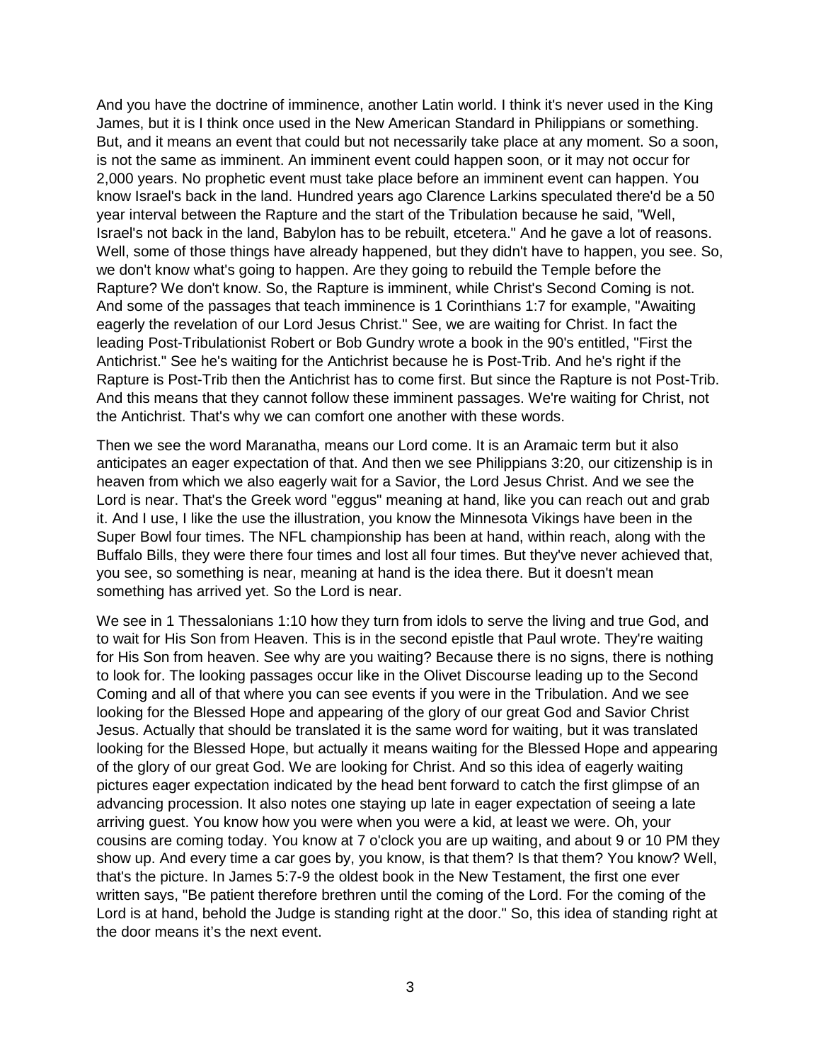And you have the doctrine of imminence, another Latin world. I think it's never used in the King James, but it is I think once used in the New American Standard in Philippians or something. But, and it means an event that could but not necessarily take place at any moment. So a soon, is not the same as imminent. An imminent event could happen soon, or it may not occur for 2,000 years. No prophetic event must take place before an imminent event can happen. You know Israel's back in the land. Hundred years ago Clarence Larkins speculated there'd be a 50 year interval between the Rapture and the start of the Tribulation because he said, "Well, Israel's not back in the land, Babylon has to be rebuilt, etcetera." And he gave a lot of reasons. Well, some of those things have already happened, but they didn't have to happen, you see. So, we don't know what's going to happen. Are they going to rebuild the Temple before the Rapture? We don't know. So, the Rapture is imminent, while Christ's Second Coming is not. And some of the passages that teach imminence is 1 Corinthians 1:7 for example, "Awaiting eagerly the revelation of our Lord Jesus Christ." See, we are waiting for Christ. In fact the leading Post-Tribulationist Robert or Bob Gundry wrote a book in the 90's entitled, "First the Antichrist." See he's waiting for the Antichrist because he is Post-Trib. And he's right if the Rapture is Post-Trib then the Antichrist has to come first. But since the Rapture is not Post-Trib. And this means that they cannot follow these imminent passages. We're waiting for Christ, not the Antichrist. That's why we can comfort one another with these words.

Then we see the word Maranatha, means our Lord come. It is an Aramaic term but it also anticipates an eager expectation of that. And then we see Philippians 3:20, our citizenship is in heaven from which we also eagerly wait for a Savior, the Lord Jesus Christ. And we see the Lord is near. That's the Greek word "eggus" meaning at hand, like you can reach out and grab it. And I use, I like the use the illustration, you know the Minnesota Vikings have been in the Super Bowl four times. The NFL championship has been at hand, within reach, along with the Buffalo Bills, they were there four times and lost all four times. But they've never achieved that, you see, so something is near, meaning at hand is the idea there. But it doesn't mean something has arrived yet. So the Lord is near.

We see in 1 Thessalonians 1:10 how they turn from idols to serve the living and true God, and to wait for His Son from Heaven. This is in the second epistle that Paul wrote. They're waiting for His Son from heaven. See why are you waiting? Because there is no signs, there is nothing to look for. The looking passages occur like in the Olivet Discourse leading up to the Second Coming and all of that where you can see events if you were in the Tribulation. And we see looking for the Blessed Hope and appearing of the glory of our great God and Savior Christ Jesus. Actually that should be translated it is the same word for waiting, but it was translated looking for the Blessed Hope, but actually it means waiting for the Blessed Hope and appearing of the glory of our great God. We are looking for Christ. And so this idea of eagerly waiting pictures eager expectation indicated by the head bent forward to catch the first glimpse of an advancing procession. It also notes one staying up late in eager expectation of seeing a late arriving guest. You know how you were when you were a kid, at least we were. Oh, your cousins are coming today. You know at 7 o'clock you are up waiting, and about 9 or 10 PM they show up. And every time a car goes by, you know, is that them? Is that them? You know? Well, that's the picture. In James 5:7-9 the oldest book in the New Testament, the first one ever written says, "Be patient therefore brethren until the coming of the Lord. For the coming of the Lord is at hand, behold the Judge is standing right at the door." So, this idea of standing right at the door means it's the next event.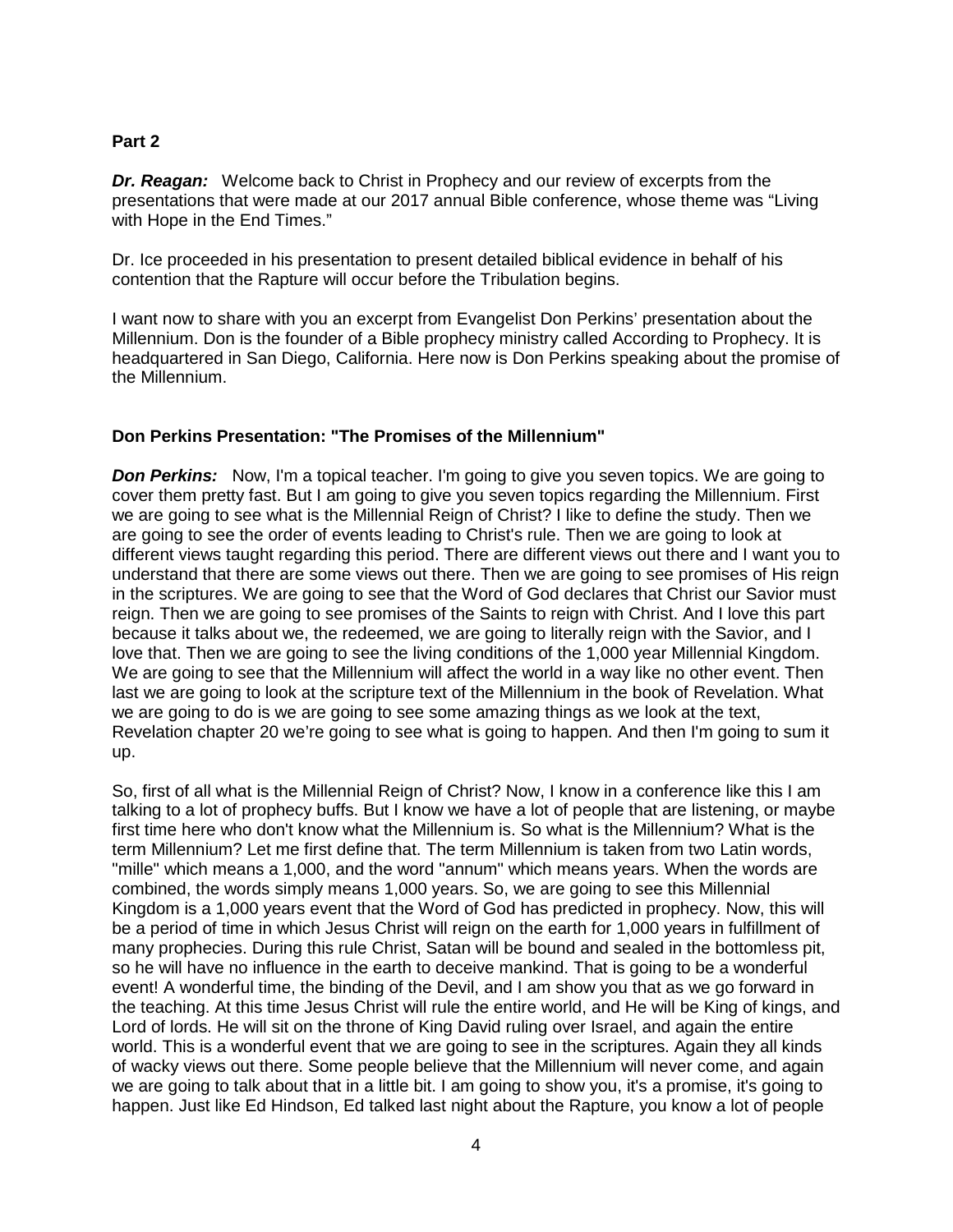**Part 2**

***Dr. Reagan:*** Welcome back to Christ in Prophecy and our review of excerpts from the presentations that were made at our 2017 annual Bible conference, whose theme was “Living with Hope in the End Times.”

Dr. Ice proceeded in his presentation to present detailed biblical evidence in behalf of his contention that the Rapture will occur before the Tribulation begins.

I want now to share with you an excerpt from Evangelist Don Perkins’ presentation about the Millennium. Don is the founder of a Bible prophecy ministry called According to Prophecy. It is headquartered in San Diego, California. Here now is Don Perkins speaking about the promise of the Millennium.

**Don Perkins Presentation: "The Promises of the Millennium"**

***Don Perkins:*** Now, I'm a topical teacher. I'm going to give you seven topics. We are going to cover them pretty fast. But I am going to give you seven topics regarding the Millennium. First we are going to see what is the Millennial Reign of Christ? I like to define the study. Then we are going to see the order of events leading to Christ's rule. Then we are going to look at different views taught regarding this period. There are different views out there and I want you to understand that there are some views out there. Then we are going to see promises of His reign in the scriptures. We are going to see that the Word of God declares that Christ our Savior must reign. Then we are going to see promises of the Saints to reign with Christ. And I love this part because it talks about we, the redeemed, we are going to literally reign with the Savior, and I love that. Then we are going to see the living conditions of the 1,000 year Millennial Kingdom. We are going to see that the Millennium will affect the world in a way like no other event. Then last we are going to look at the scripture text of the Millennium in the book of Revelation. What we are going to do is we are going to see some amazing things as we look at the text, Revelation chapter 20 we’re going to see what is going to happen. And then I'm going to sum it up.

So, first of all what is the Millennial Reign of Christ? Now, I know in a conference like this I am talking to a lot of prophecy buffs. But I know we have a lot of people that are listening, or maybe first time here who don't know what the Millennium is. So what is the Millennium? What is the term Millennium? Let me first define that. The term Millennium is taken from two Latin words, "mille" which means a 1,000, and the word "annum" which means years. When the words are combined, the words simply means 1,000 years. So, we are going to see this Millennial Kingdom is a 1,000 years event that the Word of God has predicted in prophecy. Now, this will be a period of time in which Jesus Christ will reign on the earth for 1,000 years in fulfillment of many prophecies. During this rule Christ, Satan will be bound and sealed in the bottomless pit, so he will have no influence in the earth to deceive mankind. That is going to be a wonderful event! A wonderful time, the binding of the Devil, and I am show you that as we go forward in the teaching. At this time Jesus Christ will rule the entire world, and He will be King of kings, and Lord of lords. He will sit on the throne of King David ruling over Israel, and again the entire world. This is a wonderful event that we are going to see in the scriptures. Again they all kinds of wacky views out there. Some people believe that the Millennium will never come, and again we are going to talk about that in a little bit. I am going to show you, it's a promise, it's going to happen. Just like Ed Hindson, Ed talked last night about the Rapture, you know a lot of people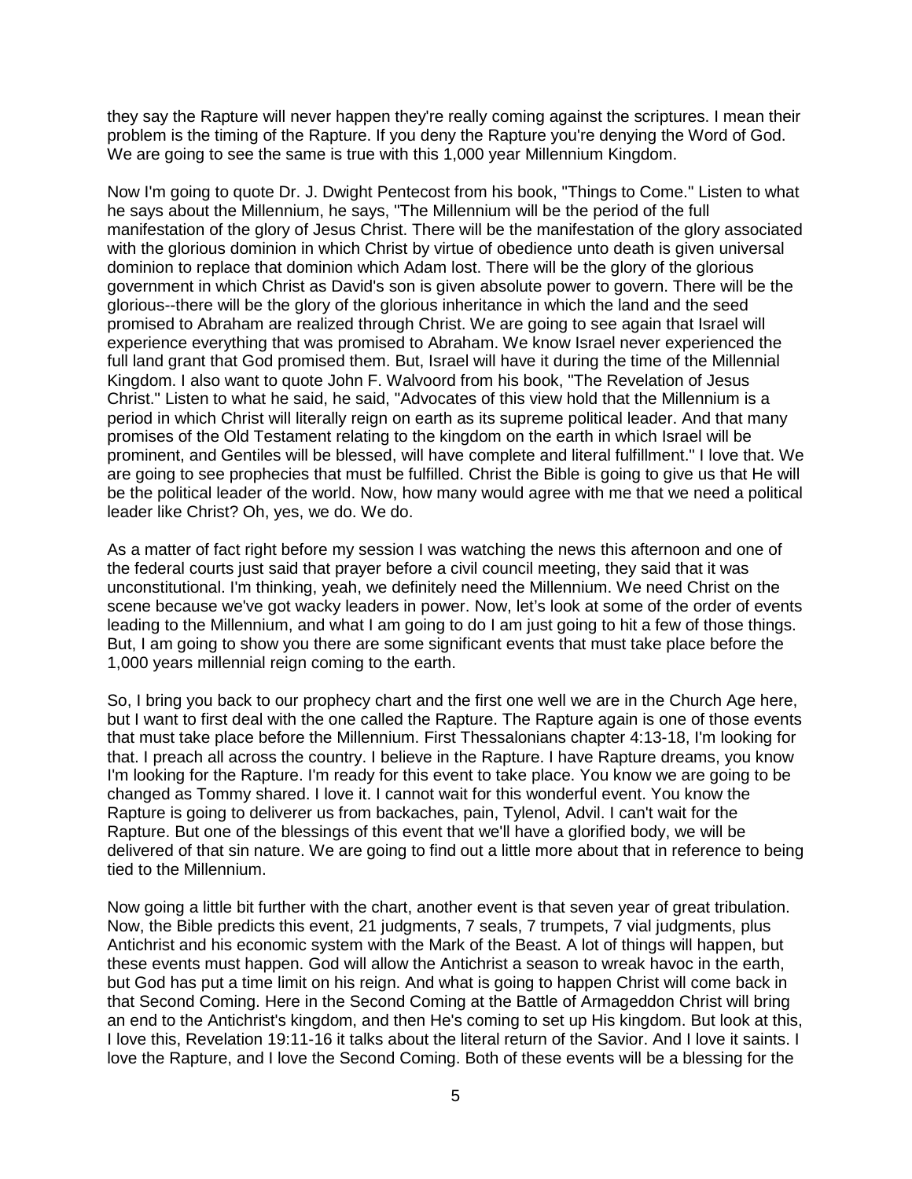they say the Rapture will never happen they're really coming against the scriptures. I mean their problem is the timing of the Rapture. If you deny the Rapture you're denying the Word of God. We are going to see the same is true with this 1,000 year Millennium Kingdom.

Now I'm going to quote Dr. J. Dwight Pentecost from his book, "Things to Come." Listen to what he says about the Millennium, he says, "The Millennium will be the period of the full manifestation of the glory of Jesus Christ. There will be the manifestation of the glory associated with the glorious dominion in which Christ by virtue of obedience unto death is given universal dominion to replace that dominion which Adam lost. There will be the glory of the glorious government in which Christ as David's son is given absolute power to govern. There will be the glorious--there will be the glory of the glorious inheritance in which the land and the seed promised to Abraham are realized through Christ. We are going to see again that Israel will experience everything that was promised to Abraham. We know Israel never experienced the full land grant that God promised them. But, Israel will have it during the time of the Millennial Kingdom. I also want to quote John F. Walvoord from his book, "The Revelation of Jesus Christ." Listen to what he said, he said, "Advocates of this view hold that the Millennium is a period in which Christ will literally reign on earth as its supreme political leader. And that many promises of the Old Testament relating to the kingdom on the earth in which Israel will be prominent, and Gentiles will be blessed, will have complete and literal fulfillment." I love that. We are going to see prophecies that must be fulfilled. Christ the Bible is going to give us that He will be the political leader of the world. Now, how many would agree with me that we need a political leader like Christ? Oh, yes, we do. We do.

As a matter of fact right before my session I was watching the news this afternoon and one of the federal courts just said that prayer before a civil council meeting, they said that it was unconstitutional. I'm thinking, yeah, we definitely need the Millennium. We need Christ on the scene because we've got wacky leaders in power. Now, let's look at some of the order of events leading to the Millennium, and what I am going to do I am just going to hit a few of those things. But, I am going to show you there are some significant events that must take place before the 1,000 years millennial reign coming to the earth.

So, I bring you back to our prophecy chart and the first one well we are in the Church Age here, but I want to first deal with the one called the Rapture. The Rapture again is one of those events that must take place before the Millennium. First Thessalonians chapter 4:13-18, I'm looking for that. I preach all across the country. I believe in the Rapture. I have Rapture dreams, you know I'm looking for the Rapture. I'm ready for this event to take place. You know we are going to be changed as Tommy shared. I love it. I cannot wait for this wonderful event. You know the Rapture is going to deliverer us from backaches, pain, Tylenol, Advil. I can't wait for the Rapture. But one of the blessings of this event that we'll have a glorified body, we will be delivered of that sin nature. We are going to find out a little more about that in reference to being tied to the Millennium.

Now going a little bit further with the chart, another event is that seven year of great tribulation. Now, the Bible predicts this event, 21 judgments, 7 seals, 7 trumpets, 7 vial judgments, plus Antichrist and his economic system with the Mark of the Beast. A lot of things will happen, but these events must happen. God will allow the Antichrist a season to wreak havoc in the earth, but God has put a time limit on his reign. And what is going to happen Christ will come back in that Second Coming. Here in the Second Coming at the Battle of Armageddon Christ will bring an end to the Antichrist's kingdom, and then He's coming to set up His kingdom. But look at this, I love this, Revelation 19:11-16 it talks about the literal return of the Savior. And I love it saints. I love the Rapture, and I love the Second Coming. Both of these events will be a blessing for the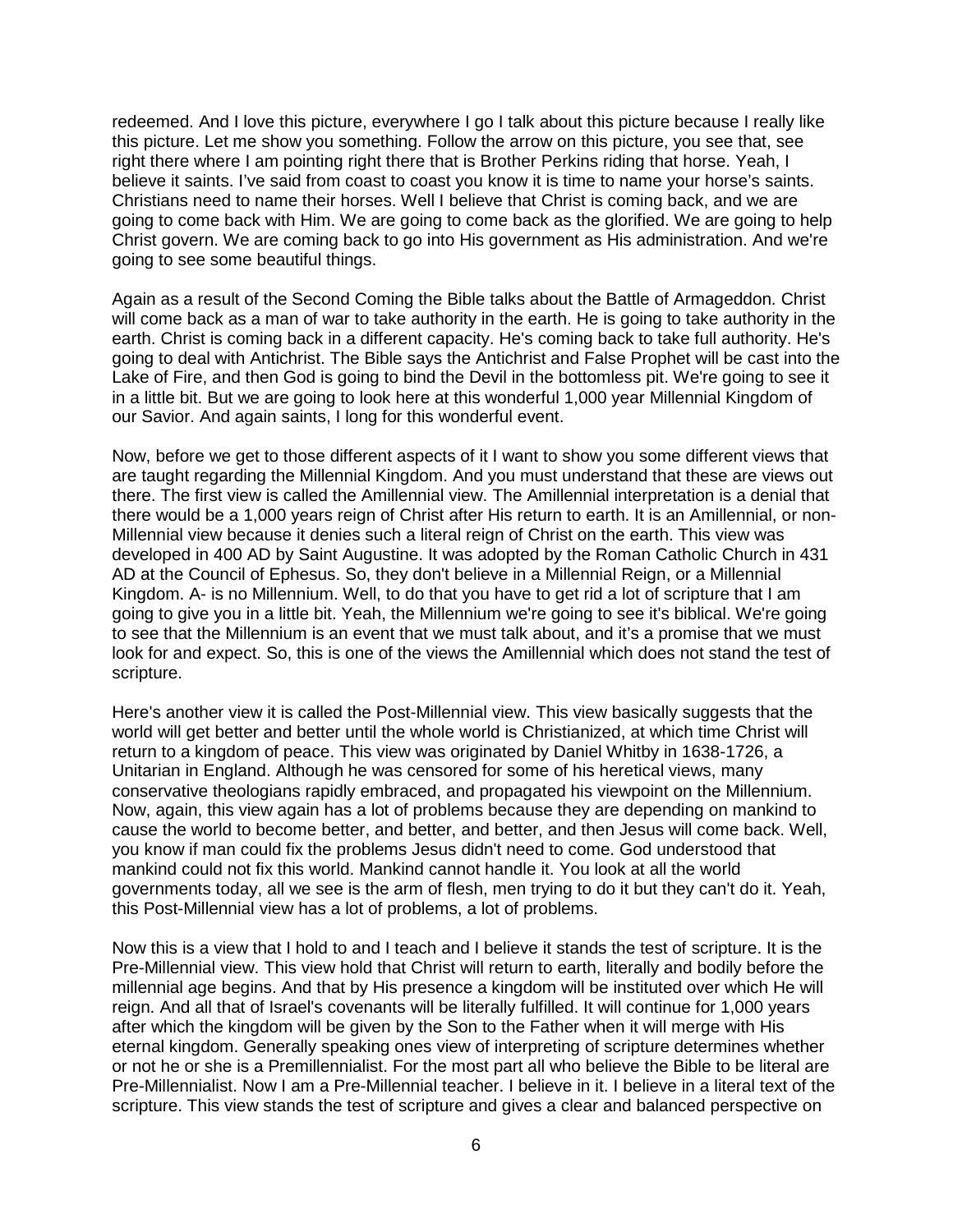redeemed. And I love this picture, everywhere I go I talk about this picture because I really like this picture. Let me show you something. Follow the arrow on this picture, you see that, see right there where I am pointing right there that is Brother Perkins riding that horse. Yeah, I believe it saints. I've said from coast to coast you know it is time to name your horse's saints. Christians need to name their horses. Well I believe that Christ is coming back, and we are going to come back with Him. We are going to come back as the glorified. We are going to help Christ govern. We are coming back to go into His government as His administration. And we're going to see some beautiful things.

Again as a result of the Second Coming the Bible talks about the Battle of Armageddon. Christ will come back as a man of war to take authority in the earth. He is going to take authority in the earth. Christ is coming back in a different capacity. He's coming back to take full authority. He's going to deal with Antichrist. The Bible says the Antichrist and False Prophet will be cast into the Lake of Fire, and then God is going to bind the Devil in the bottomless pit. We're going to see it in a little bit. But we are going to look here at this wonderful 1,000 year Millennial Kingdom of our Savior. And again saints, I long for this wonderful event.

Now, before we get to those different aspects of it I want to show you some different views that are taught regarding the Millennial Kingdom. And you must understand that these are views out there. The first view is called the Amillennial view. The Amillennial interpretation is a denial that there would be a 1,000 years reign of Christ after His return to earth. It is an Amillennial, or non-Millennial view because it denies such a literal reign of Christ on the earth. This view was developed in 400 AD by Saint Augustine. It was adopted by the Roman Catholic Church in 431 AD at the Council of Ephesus. So, they don't believe in a Millennial Reign, or a Millennial Kingdom. A- is no Millennium. Well, to do that you have to get rid a lot of scripture that I am going to give you in a little bit. Yeah, the Millennium we're going to see it's biblical. We're going to see that the Millennium is an event that we must talk about, and it's a promise that we must look for and expect. So, this is one of the views the Amillennial which does not stand the test of scripture.

Here's another view it is called the Post-Millennial view. This view basically suggests that the world will get better and better until the whole world is Christianized, at which time Christ will return to a kingdom of peace. This view was originated by Daniel Whitby in 1638-1726, a Unitarian in England. Although he was censored for some of his heretical views, many conservative theologians rapidly embraced, and propagated his viewpoint on the Millennium. Now, again, this view again has a lot of problems because they are depending on mankind to cause the world to become better, and better, and better, and then Jesus will come back. Well, you know if man could fix the problems Jesus didn't need to come. God understood that mankind could not fix this world. Mankind cannot handle it. You look at all the world governments today, all we see is the arm of flesh, men trying to do it but they can't do it. Yeah, this Post-Millennial view has a lot of problems, a lot of problems.

Now this is a view that I hold to and I teach and I believe it stands the test of scripture. It is the Pre-Millennial view. This view hold that Christ will return to earth, literally and bodily before the millennial age begins. And that by His presence a kingdom will be instituted over which He will reign. And all that of Israel's covenants will be literally fulfilled. It will continue for 1,000 years after which the kingdom will be given by the Son to the Father when it will merge with His eternal kingdom. Generally speaking ones view of interpreting of scripture determines whether or not he or she is a Premillennialist. For the most part all who believe the Bible to be literal are Pre-Millennialist. Now I am a Pre-Millennial teacher. I believe in it. I believe in a literal text of the scripture. This view stands the test of scripture and gives a clear and balanced perspective on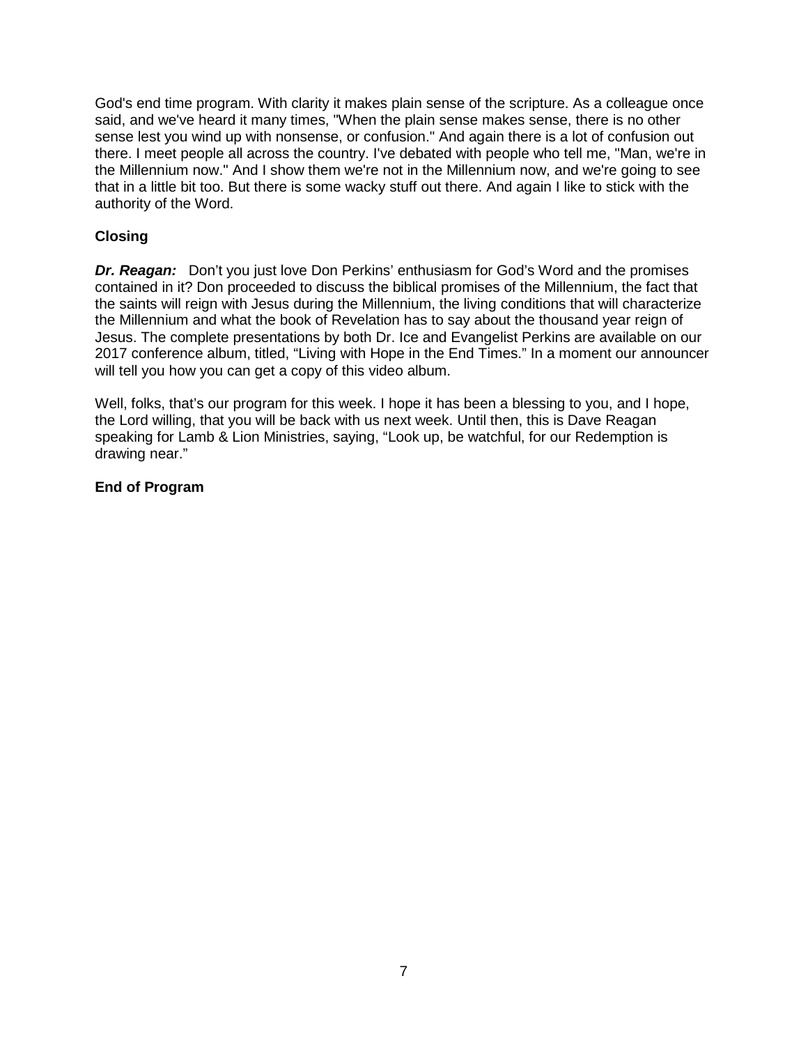God's end time program. With clarity it makes plain sense of the scripture. As a colleague once said, and we've heard it many times, "When the plain sense makes sense, there is no other sense lest you wind up with nonsense, or confusion." And again there is a lot of confusion out there. I meet people all across the country. I've debated with people who tell me, "Man, we're in the Millennium now." And I show them we're not in the Millennium now, and we're going to see that in a little bit too. But there is some wacky stuff out there. And again I like to stick with the authority of the Word.

**Closing**

***Dr. Reagan:*** Don't you just love Don Perkins' enthusiasm for God's Word and the promises contained in it? Don proceeded to discuss the biblical promises of the Millennium, the fact that the saints will reign with Jesus during the Millennium, the living conditions that will characterize the Millennium and what the book of Revelation has to say about the thousand year reign of Jesus. The complete presentations by both Dr. Ice and Evangelist Perkins are available on our 2017 conference album, titled, "Living with Hope in the End Times." In a moment our announcer will tell you how you can get a copy of this video album.

Well, folks, that's our program for this week. I hope it has been a blessing to you, and I hope, the Lord willing, that you will be back with us next week. Until then, this is Dave Reagan speaking for Lamb & Lion Ministries, saying, "Look up, be watchful, for our Redemption is drawing near."

**End of Program**